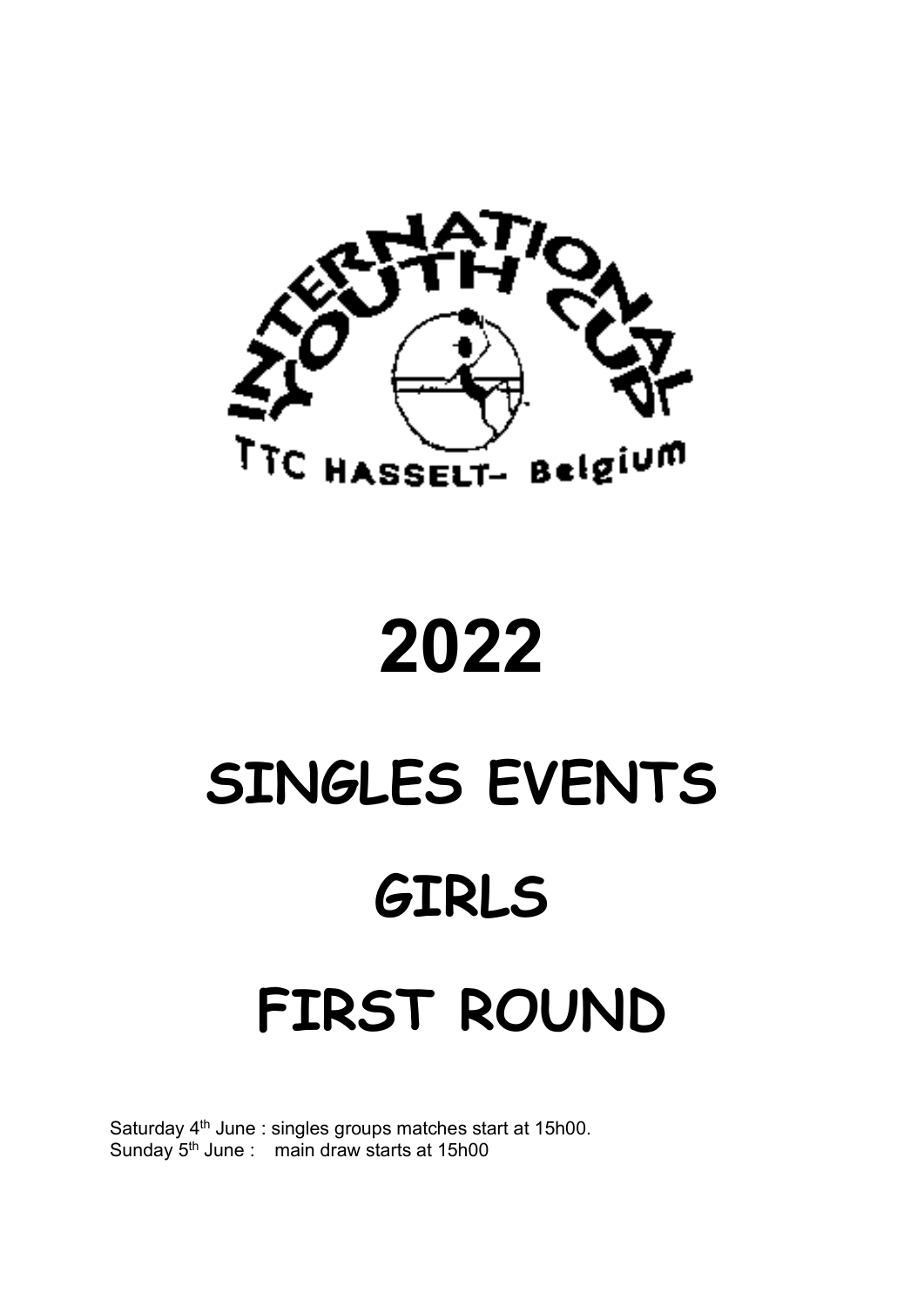INTERNATIONAL YOUTH CUP

TTC HASSELT- Belgium

# 2022

# SINGLES EVENTS

# GIRLS

# FIRST ROUND

Saturday 4th June : singles groups matches start at 15h00.
Sunday 5th June : main draw starts at 15h00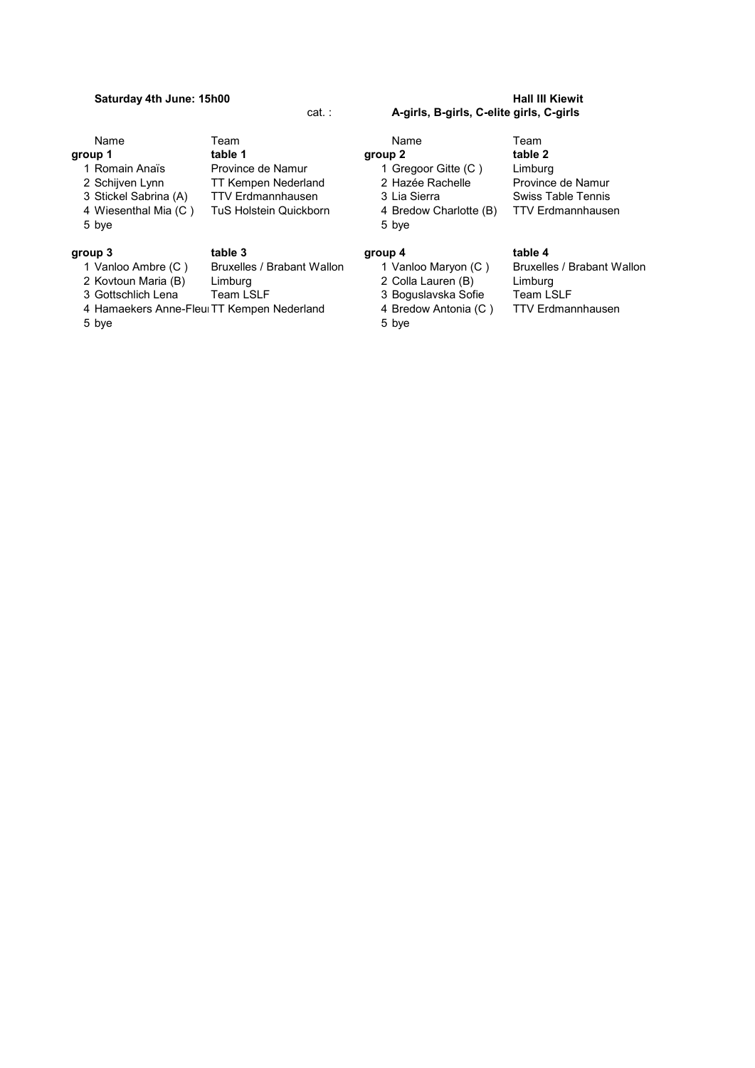**Saturday 4th June: 15h00** **Hall III Kiewit**

cat. : **A-girls, B-girls, C-elite girls, C-girls**

| Name | Team |
|---|---|
| **group 1** | **table 1** |
| 1 Romain Anaïs | Province de Namur |
| 2 Schijven Lynn | TT Kempen Nederland |
| 3 Stickel Sabrina (A) | TTV Erdmannhausen |
| 4 Wiesenthal Mia (C ) | TuS Holstein Quickborn |
| 5 bye | |

| Name | Team |
|---|---|
| **group 2** | **table 2** |
| 1 Gregoor Gitte (C ) | Limburg |
| 2 Hazée Rachelle | Province de Namur |
| 3 Lia Sierra | Swiss Table Tennis |
| 4 Bredow Charlotte (B) | TTV Erdmannhausen |
| 5 bye | |

| Name | Team |
|---|---|
| **group 3** | **table 3** |
| 1 Vanloo Ambre (C ) | Bruxelles / Brabant Wallon |
| 2 Kovtoun Maria (B) | Limburg |
| 3 Gottschlich Lena | Team LSLF |
| 4 Hamaekers Anne-Fleur | TT Kempen Nederland |
| 5 bye | |

| Name | Team |
|---|---|
| **group 4** | **table 4** |
| 1 Vanloo Maryon (C ) | Bruxelles / Brabant Wallon |
| 2 Colla Lauren (B) | Limburg |
| 3 Boguslavska Sofie | Team LSLF |
| 4 Bredow Antonia (C ) | TTV Erdmannhausen |
| 5 bye | |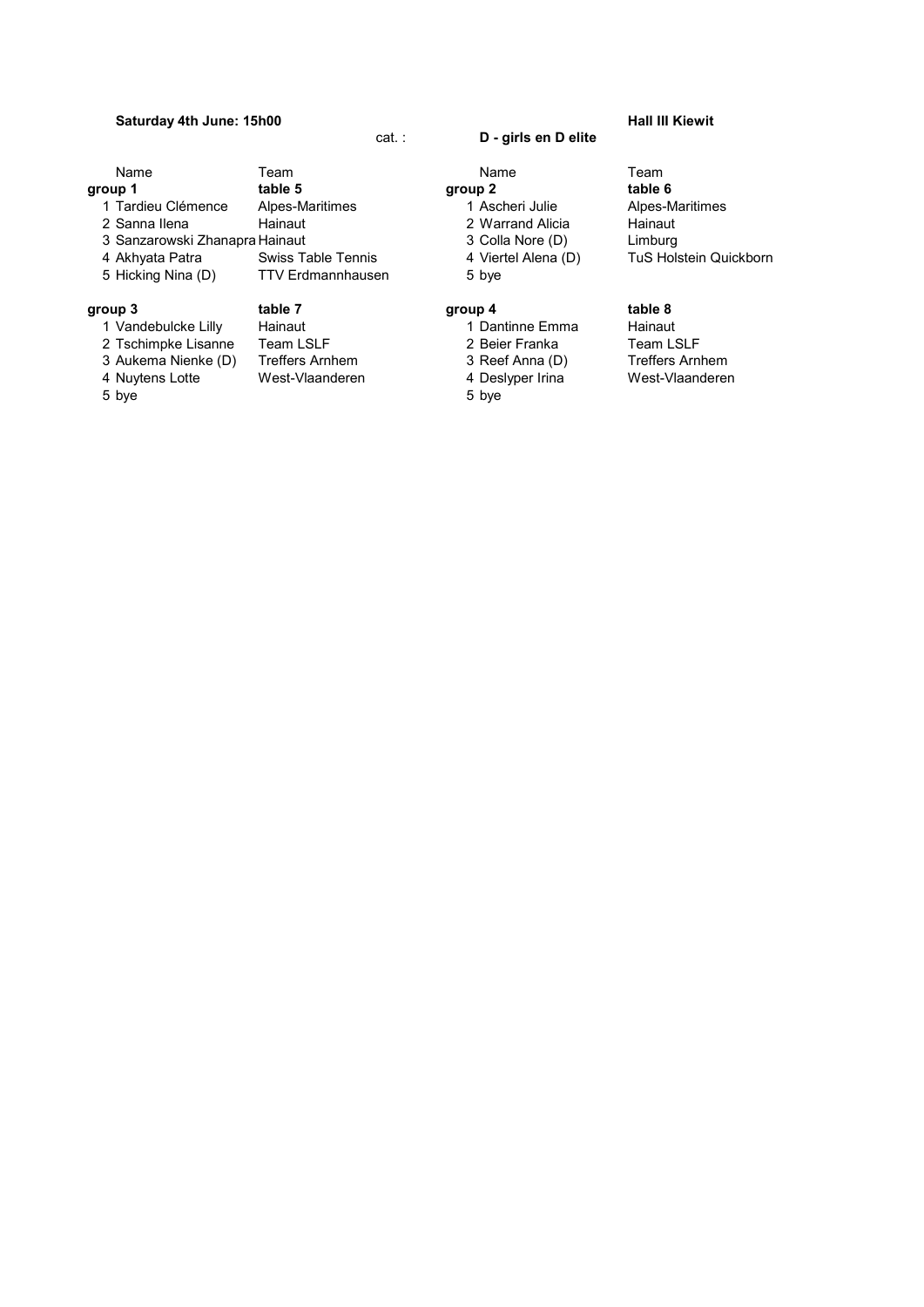**Saturday 4th June: 15h00** **Hall III Kiewit**

cat. : **D - girls en D elite**

| | Name | Team |
|---|---|---|
| **group 1** | | **table 5** |
| 1 | Tardieu Clémence | Alpes-Maritimes |
| 2 | Sanna Ilena | Hainaut |
| 3 | Sanzarowski Zhanapra | Hainaut |
| 4 | Akhyata Patra | Swiss Table Tennis |
| 5 | Hicking Nina (D) | TTV Erdmannhausen |

| | Name | Team |
|---|---|---|
| **group 2** | | **table 6** |
| 1 | Ascheri Julie | Alpes-Maritimes |
| 2 | Warrand Alicia | Hainaut |
| 3 | Colla Nore (D) | Limburg |
| 4 | Viertel Alena (D) | TuS Holstein Quickborn |
| 5 | bye | |

| | Name | Team |
|---|---|---|
| **group 3** | | **table 7** |
| 1 | Vandebulcke Lilly | Hainaut |
| 2 | Tschimpke Lisanne | Team LSLF |
| 3 | Aukema Nienke (D) | Treffers Arnhem |
| 4 | Nuytens Lotte | West-Vlaanderen |
| 5 | bye | |

| | Name | Team |
|---|---|---|
| **group 4** | | **table 8** |
| 1 | Dantinne Emma | Hainaut |
| 2 | Beier Franka | Team LSLF |
| 3 | Reef Anna (D) | Treffers Arnhem |
| 4 | Deslyper Irina | West-Vlaanderen |
| 5 | bye | |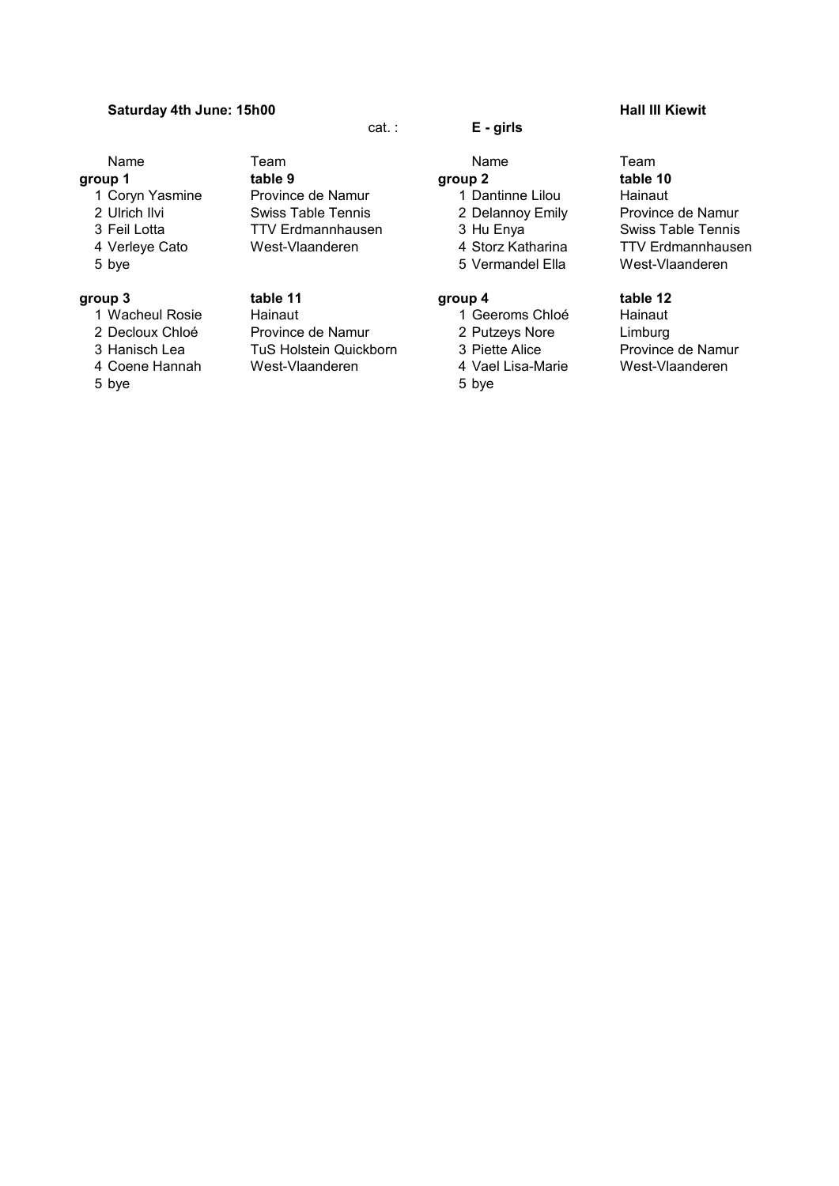**Saturday 4th June: 15h00** **Hall III Kiewit**

cat. : **E - girls**

| Name | Team | Name | Team |
|---|---|---|---|
| **group 1** | **table 9** | **group 2** | **table 10** |
| 1 Coryn Yasmine | Province de Namur | 1 Dantinne Lilou | Hainaut |
| 2 Ulrich Ilvi | Swiss Table Tennis | 2 Delannoy Emily | Province de Namur |
| 3 Feil Lotta | TTV Erdmannhausen | 3 Hu Enya | Swiss Table Tennis |
| 4 Verleye Cato | West-Vlaanderen | 4 Storz Katharina | TTV Erdmannhausen |
| 5 bye | | 5 Vermandel Ella | West-Vlaanderen |
| | | | |
| **group 3** | **table 11** | **group 4** | **table 12** |
| 1 Wacheul Rosie | Hainaut | 1 Geeroms Chloé | Hainaut |
| 2 Decloux Chloé | Province de Namur | 2 Putzeys Nore | Limburg |
| 3 Hanisch Lea | TuS Holstein Quickborn | 3 Piette Alice | Province de Namur |
| 4 Coene Hannah | West-Vlaanderen | 4 Vael Lisa-Marie | West-Vlaanderen |
| 5 bye | | 5 bye | |